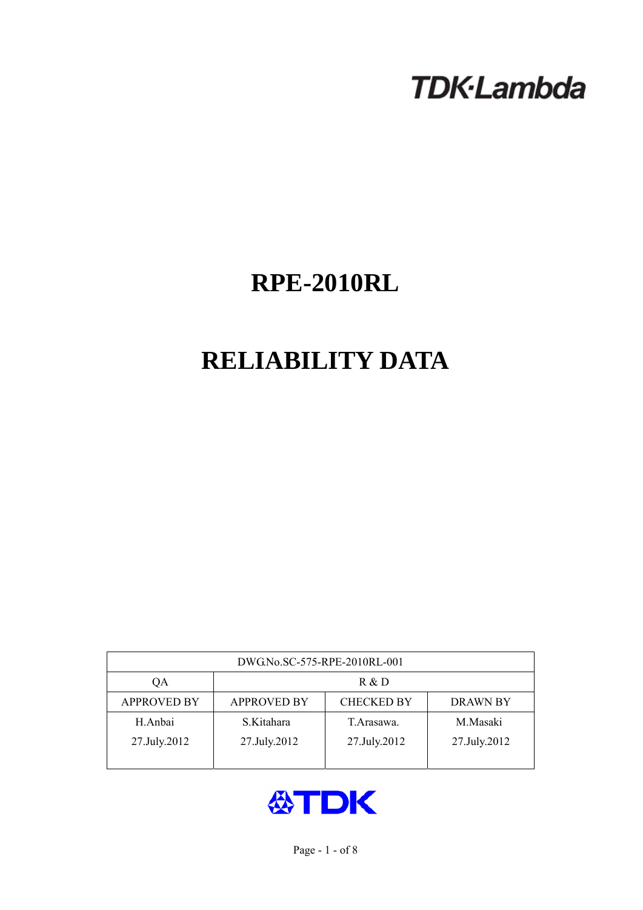TDK·Lambda

# RPE-2010RL

# RELIABILITY DATA

| DWG.No.SC-575-RPE-2010RL-001 | | | |
|---|---|---|---|
| QA | R & D | | |
| APPROVED BY | APPROVED BY | CHECKED BY | DRAWN BY |
| H.Anbai<br>27.July.2012 | S.Kitahara<br>27.July.2012 | T.Arasawa.<br>27.July.2012 | M.Masaki<br>27.July.2012 |

TDK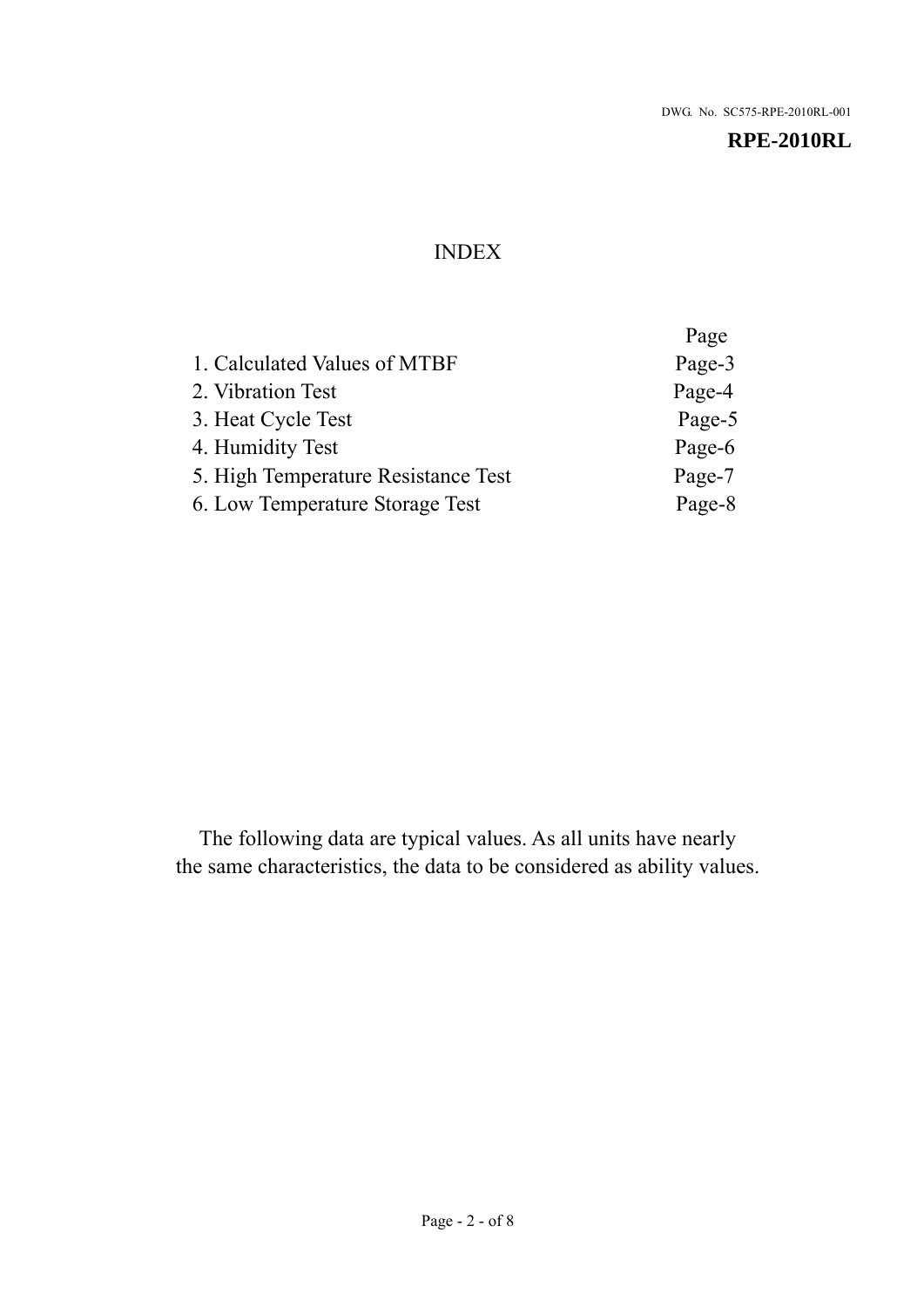DWG. No. SC575-RPE-2010RL-001

**RPE-2010RL**

# INDEX

| | Page |
|---|---|
| 1. Calculated Values of MTBF | Page-3 |
| 2. Vibration Test | Page-4 |
| 3. Heat Cycle Test | Page-5 |
| 4. Humidity Test | Page-6 |
| 5. High Temperature Resistance Test | Page-7 |
| 6. Low Temperature Storage Test | Page-8 |

The following data are typical values. As all units have nearly the same characteristics, the data to be considered as ability values.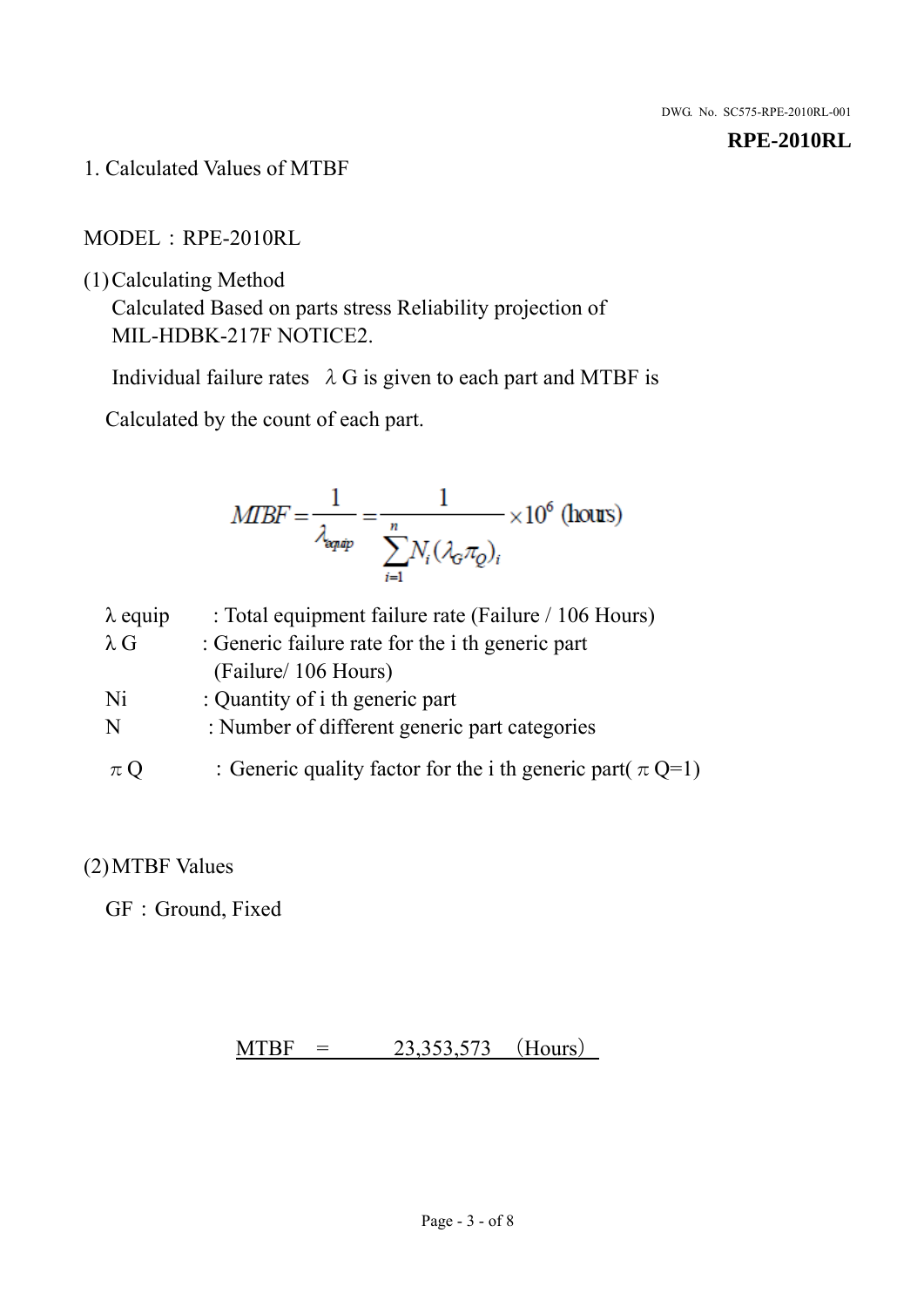## 1. Calculated Values of MTBF

MODEL：RPE-2010RL

(1) Calculating Method

Calculated Based on parts stress Reliability projection of MIL-HDBK-217F NOTICE2.

Individual failure rates $\lambda G$ is given to each part and MTBF is

Calculated by the count of each part.

$$MTBF = \frac{1}{\lambda_{equip}} = \frac{1}{\sum_{i=1}^{n} N_i (\lambda_G \pi_Q)_i} \times 10^6 \text{ (hours)}$$

$\lambda$ equip : Total equipment failure rate (Failure / 106 Hours)

$\lambda$ G : Generic failure rate for the i th generic part (Failure/ 106 Hours)

Ni : Quantity of i th generic part

N : Number of different generic part categories

$\pi$ Q : Generic quality factor for the i th generic part( $\pi$ Q=1)

(2) MTBF Values

GF：Ground, Fixed

MTBF = 23,353,573 (Hours)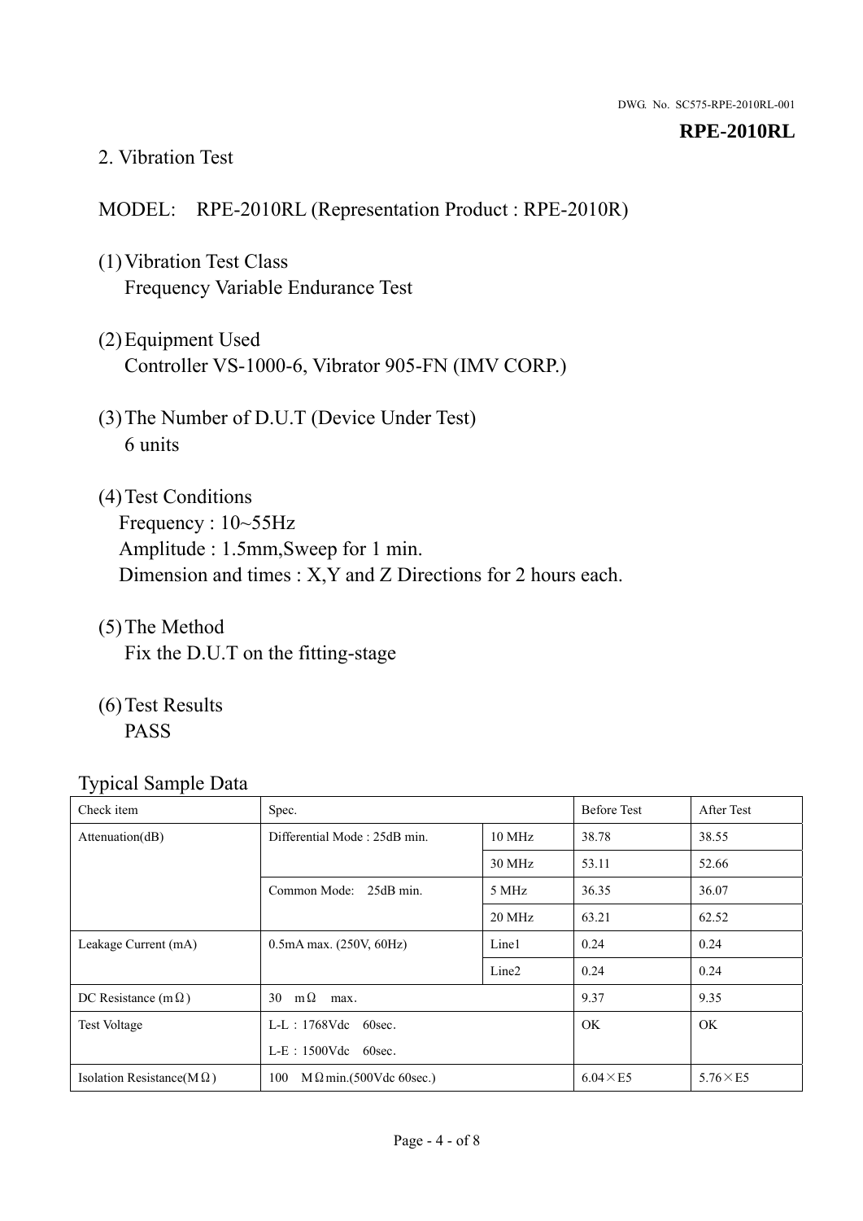DWG. No. SC575-RPE-2010RL-001

**RPE-2010RL**

## 2. Vibration Test

MODEL: RPE-2010RL (Representation Product : RPE-2010R)

(1) Vibration Test Class
Frequency Variable Endurance Test

(2) Equipment Used
Controller VS-1000-6, Vibrator 905-FN (IMV CORP.)

(3) The Number of D.U.T (Device Under Test)
6 units

(4) Test Conditions
Frequency : 10~55Hz
Amplitude : 1.5mm,Sweep for 1 min.
Dimension and times : X,Y and Z Directions for 2 hours each.

(5) The Method
Fix the D.U.T on the fitting-stage

(6) Test Results
PASS

Typical Sample Data

| Check item | Spec. | | Before Test | After Test |
|---|---|---|---|---|
| Attenuation(dB) | Differential Mode : 25dB min. | 10 MHz | 38.78 | 38.55 |
| | | 30 MHz | 53.11 | 52.66 |
| | Common Mode: 25dB min. | 5 MHz | 36.35 | 36.07 |
| | | 20 MHz | 63.21 | 62.52 |
| Leakage Current (mA) | 0.5mA max. (250V, 60Hz) | Line1 | 0.24 | 0.24 |
| | | Line2 | 0.24 | 0.24 |
| DC Resistance (mΩ) | 30 mΩ max. | | 9.37 | 9.35 |
| Test Voltage | L-L：1768Vdc 60sec.<br>L-E：1500Vdc 60sec. | | OK | OK |
| Isolation Resistance(MΩ) | 100 MΩmin.(500Vdc 60sec.) | | 6.04×E5 | 5.76×E5 |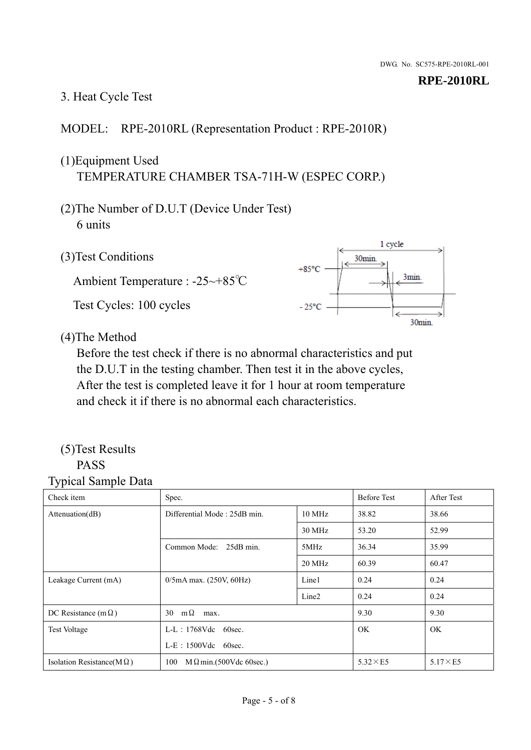DWG. No. SC575-RPE-2010RL-001

**RPE-2010RL**

### 3. Heat Cycle Test

MODEL: RPE-2010RL (Representation Product : RPE-2010R)

(1)Equipment Used
TEMPERATURE CHAMBER TSA-71H-W (ESPEC CORP.)

(2)The Number of D.U.T (Device Under Test)
6 units

(3)Test Conditions

Ambient Temperature : -25~+85℃

Test Cycles: 100 cycles

1 cycle
30min.
+85°C
3min.
- 25°C
30min.

(4)The Method
Before the test check if there is no abnormal characteristics and put the D.U.T in the testing chamber. Then test it in the above cycles, After the test is completed leave it for 1 hour at room temperature and check it if there is no abnormal each characteristics.

(5)Test Results
PASS

Typical Sample Data

| Check item | Spec. | | Before Test | After Test |
|---|---|---|---|---|
| Attenuation(dB) | Differential Mode : 25dB min. | 10 MHz | 38.82 | 38.66 |
| | | 30 MHz | 53.20 | 52.99 |
| | Common Mode: 25dB min. | 5MHz | 36.34 | 35.99 |
| | | 20 MHz | 60.39 | 60.47 |
| Leakage Current (mA) | 0/5mA max. (250V, 60Hz) | Line1 | 0.24 | 0.24 |
| | | Line2 | 0.24 | 0.24 |
| DC Resistance (mΩ) | 30 mΩ max. | | 9.30 | 9.30 |
| Test Voltage | L-L : 1768Vdc 60sec.<br>L-E : 1500Vdc 60sec. | | OK | OK |
| Isolation Resistance(MΩ) | 100 MΩmin.(500Vdc 60sec.) | | 5.32×E5 | 5.17×E5 |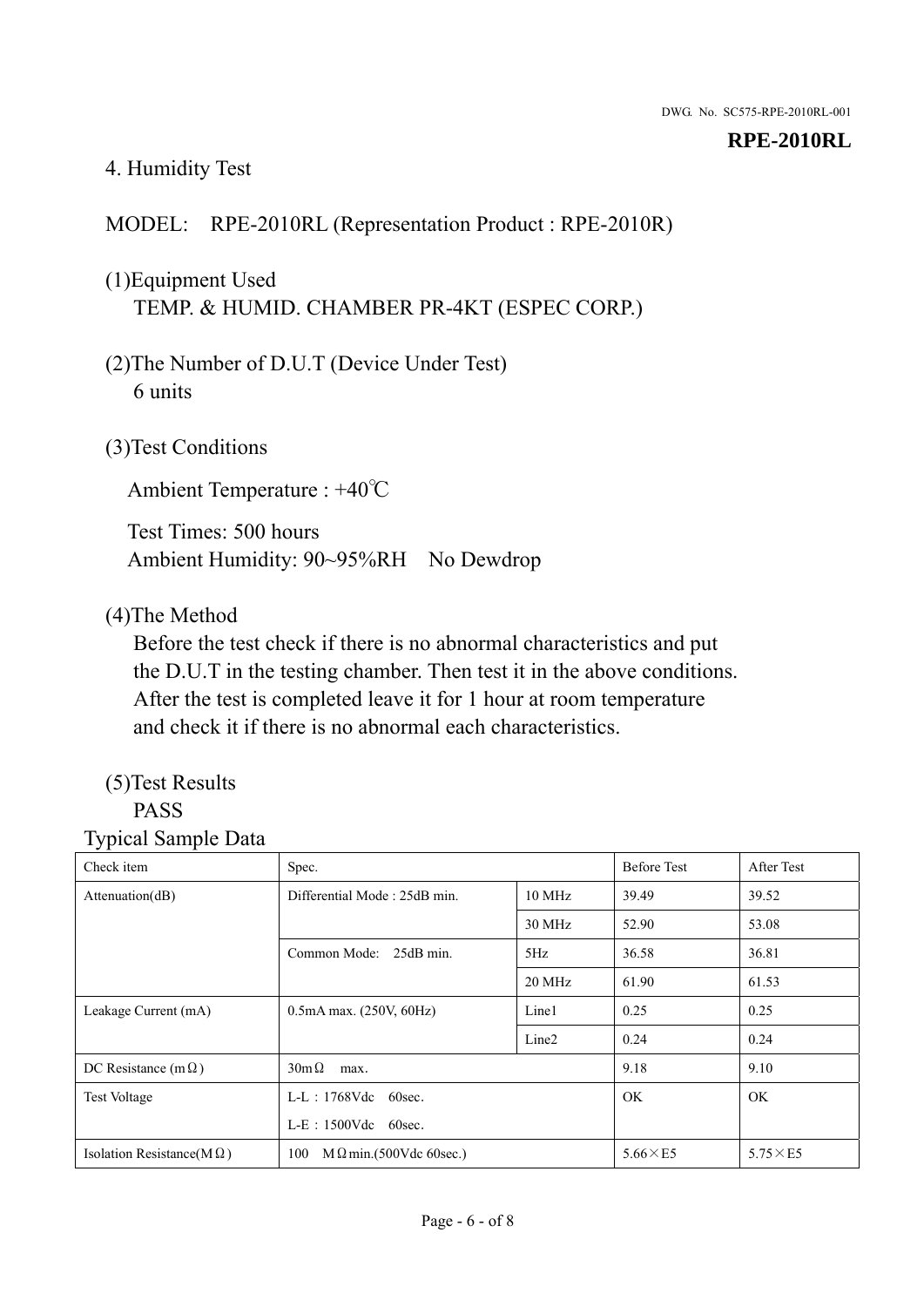DWG. No. SC575-RPE-2010RL-001

**RPE-2010RL**

## 4. Humidity Test

MODEL:　RPE-2010RL (Representation Product : RPE-2010R)

(1)Equipment Used
TEMP. & HUMID. CHAMBER PR-4KT (ESPEC CORP.)

(2)The Number of D.U.T (Device Under Test)
6 units

(3)Test Conditions

Ambient Temperature : +40℃

Test Times: 500 hours
Ambient Humidity: 90~95%RH　No Dewdrop

(4)The Method
Before the test check if there is no abnormal characteristics and put the D.U.T in the testing chamber. Then test it in the above conditions. After the test is completed leave it for 1 hour at room temperature and check it if there is no abnormal each characteristics.

(5)Test Results
PASS

Typical Sample Data

| Check item | Spec. | | Before Test | After Test |
|---|---|---|---|---|
| Attenuation(dB) | Differential Mode : 25dB min. | 10 MHz | 39.49 | 39.52 |
| | | 30 MHz | 52.90 | 53.08 |
| | Common Mode:　25dB min. | 5Hz | 36.58 | 36.81 |
| | | 20 MHz | 61.90 | 61.53 |
| Leakage Current (mA) | 0.5mA max. (250V, 60Hz) | Line1 | 0.25 | 0.25 |
| | | Line2 | 0.24 | 0.24 |
| DC Resistance (mΩ) | 30mΩ　max. | | 9.18 | 9.10 |
| Test Voltage | L-L：1768Vdc　60sec. L-E：1500Vdc　60sec. | | OK | OK |
| Isolation Resistance(MΩ) | 100　MΩmin.(500Vdc 60sec.) | | 5.66×E5 | 5.75×E5 |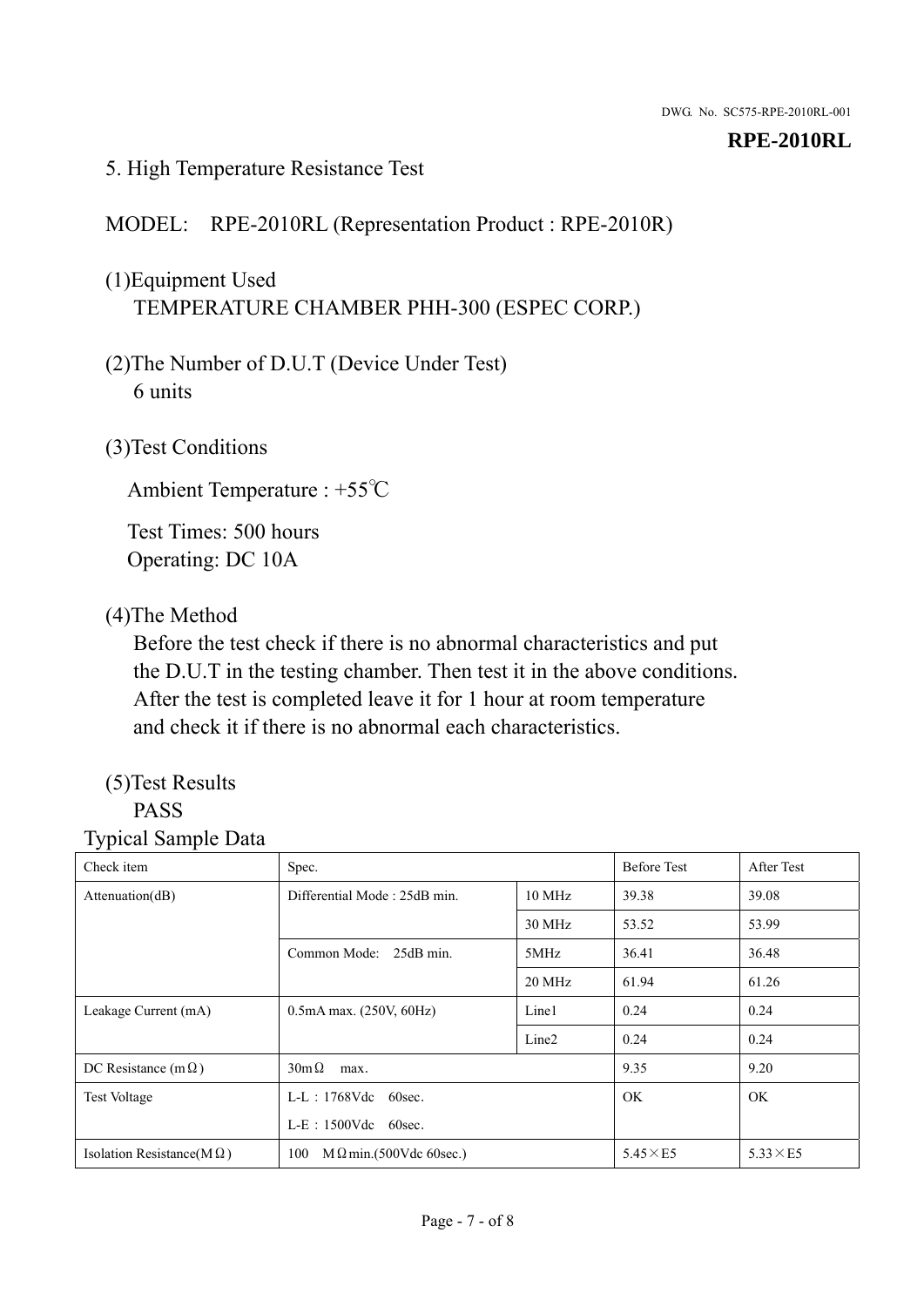DWG. No. SC575-RPE-2010RL-001

**RPE-2010RL**

## 5. High Temperature Resistance Test

MODEL: RPE-2010RL (Representation Product : RPE-2010R)

(1)Equipment Used
TEMPERATURE CHAMBER PHH-300 (ESPEC CORP.)

(2)The Number of D.U.T (Device Under Test)
6 units

(3)Test Conditions

Ambient Temperature : +55℃

Test Times: 500 hours
Operating: DC 10A

(4)The Method
Before the test check if there is no abnormal characteristics and put the D.U.T in the testing chamber. Then test it in the above conditions. After the test is completed leave it for 1 hour at room temperature and check it if there is no abnormal each characteristics.

(5)Test Results
PASS

Typical Sample Data

| Check item | Spec. | | Before Test | After Test |
|---|---|---|---|---|
| Attenuation(dB) | Differential Mode : 25dB min. | 10 MHz | 39.38 | 39.08 |
| | | 30 MHz | 53.52 | 53.99 |
| | Common Mode: 25dB min. | 5MHz | 36.41 | 36.48 |
| | | 20 MHz | 61.94 | 61.26 |
| Leakage Current (mA) | 0.5mA max. (250V, 60Hz) | Line1 | 0.24 | 0.24 |
| | | Line2 | 0.24 | 0.24 |
| DC Resistance (mΩ) | 30mΩ max. | | 9.35 | 9.20 |
| Test Voltage | L-L : 1768Vdc 60sec.<br>L-E : 1500Vdc 60sec. | | OK | OK |
| Isolation Resistance(MΩ) | 100 MΩmin.(500Vdc 60sec.) | | 5.45×E5 | 5.33×E5 |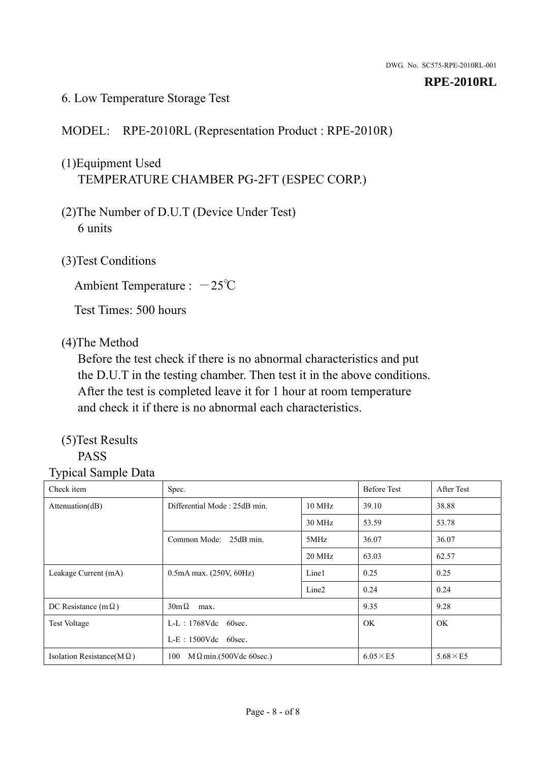DWG. No. SC575-RPE-2010RL-001

**RPE-2010RL**

## 6. Low Temperature Storage Test

MODEL:　RPE-2010RL (Representation Product : RPE-2010R)

(1)Equipment Used
TEMPERATURE CHAMBER PG-2FT (ESPEC CORP.)

(2)The Number of D.U.T (Device Under Test)
6 units

(3)Test Conditions

Ambient Temperature : －25℃

Test Times: 500 hours

(4)The Method
Before the test check if there is no abnormal characteristics and put the D.U.T in the testing chamber. Then test it in the above conditions. After the test is completed leave it for 1 hour at room temperature and check it if there is no abnormal each characteristics.

(5)Test Results
PASS

Typical Sample Data

| Check item | Spec. | | Before Test | After Test |
|---|---|---|---|---|
| Attenuation(dB) | Differential Mode : 25dB min. | 10 MHz | 39.10 | 38.88 |
| | | 30 MHz | 53.59 | 53.78 |
| | Common Mode:　25dB min. | 5MHz | 36.07 | 36.07 |
| | | 20 MHz | 63.03 | 62.57 |
| Leakage Current (mA) | 0.5mA max. (250V, 60Hz) | Line1 | 0.25 | 0.25 |
| | | Line2 | 0.24 | 0.24 |
| DC Resistance (mΩ) | 30mΩ　max. | | 9.35 | 9.28 |
| Test Voltage | L-L：1768Vdc　60sec.<br>L-E：1500Vdc　60sec. | | OK | OK |
| Isolation Resistance(MΩ) | 100　MΩmin.(500Vdc 60sec.) | | 6.05×E5 | 5.68×E5 |